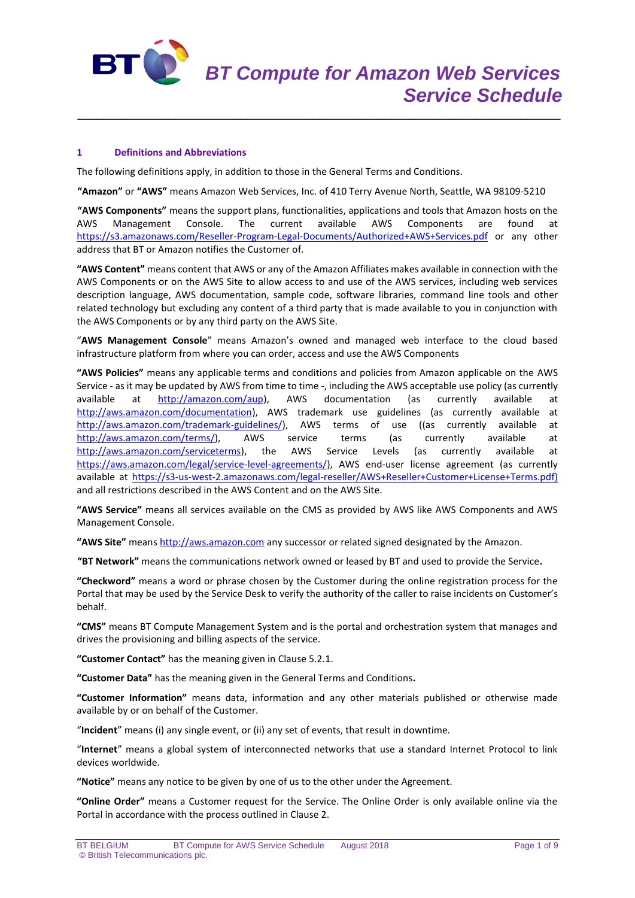# BT Compute for Amazon Web Services Service Schedule

## 1 Definitions and Abbreviations

The following definitions apply, in addition to those in the General Terms and Conditions.

**"Amazon"** or **"AWS"** means Amazon Web Services, Inc. of 410 Terry Avenue North, Seattle, WA 98109-5210

**"AWS Components"** means the support plans, functionalities, applications and tools that Amazon hosts on the AWS Management Console. The current available AWS Components are found at https://s3.amazonaws.com/Reseller-Program-Legal-Documents/Authorized+AWS+Services.pdf or any other address that BT or Amazon notifies the Customer of.

**"AWS Content"** means content that AWS or any of the Amazon Affiliates makes available in connection with the AWS Components or on the AWS Site to allow access to and use of the AWS services, including web services description language, AWS documentation, sample code, software libraries, command line tools and other related technology but excluding any content of a third party that is made available to you in conjunction with the AWS Components or by any third party on the AWS Site.

"**AWS Management Console**" means Amazon's owned and managed web interface to the cloud based infrastructure platform from where you can order, access and use the AWS Components

**"AWS Policies"** means any applicable terms and conditions and policies from Amazon applicable on the AWS Service - as it may be updated by AWS from time to time -, including the AWS acceptable use policy (as currently available at http://amazon.com/aup), AWS documentation (as currently available at http://aws.amazon.com/documentation), AWS trademark use guidelines (as currently available at http://aws.amazon.com/trademark-guidelines/), AWS terms of use ((as currently available at http://aws.amazon.com/terms/), AWS service terms (as currently available at http://aws.amazon.com/serviceterms), the AWS Service Levels (as currently available at https://aws.amazon.com/legal/service-level-agreements/), AWS end-user license agreement (as currently available at https://s3-us-west-2.amazonaws.com/legal-reseller/AWS+Reseller+Customer+License+Terms.pdf) and all restrictions described in the AWS Content and on the AWS Site.

**"AWS Service"** means all services available on the CMS as provided by AWS like AWS Components and AWS Management Console.

**"AWS Site"** means http://aws.amazon.com any successor or related signed designated by the Amazon.

**"BT Network"** means the communications network owned or leased by BT and used to provide the Service**.**

**"Checkword"** means a word or phrase chosen by the Customer during the online registration process for the Portal that may be used by the Service Desk to verify the authority of the caller to raise incidents on Customer's behalf.

**"CMS"** means BT Compute Management System and is the portal and orchestration system that manages and drives the provisioning and billing aspects of the service.

**"Customer Contact"** has the meaning given in Clause 5.2.1.

**"Customer Data"** has the meaning given in the General Terms and Conditions**.**

**"Customer Information"** means data, information and any other materials published or otherwise made available by or on behalf of the Customer.

"**Incident**" means (i) any single event, or (ii) any set of events, that result in downtime.

"**Internet**" means a global system of interconnected networks that use a standard Internet Protocol to link devices worldwide.

**"Notice"** means any notice to be given by one of us to the other under the Agreement.

**"Online Order"** means a Customer request for the Service. The Online Order is only available online via the Portal in accordance with the process outlined in Clause 2.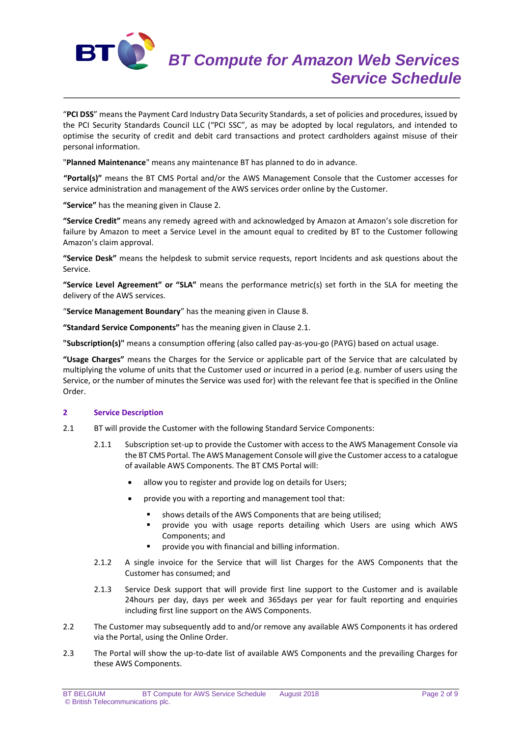"**PCI DSS**" means the Payment Card Industry Data Security Standards, a set of policies and procedures, issued by the PCI Security Standards Council LLC ("PCI SSC", as may be adopted by local regulators, and intended to optimise the security of credit and debit card transactions and protect cardholders against misuse of their personal information.

"**Planned Maintenance**" means any maintenance BT has planned to do in advance.

**"Portal(s)"** means the BT CMS Portal and/or the AWS Management Console that the Customer accesses for service administration and management of the AWS services order online by the Customer.

**"Service"** has the meaning given in Clause 2.

**"Service Credit"** means any remedy agreed with and acknowledged by Amazon at Amazon's sole discretion for failure by Amazon to meet a Service Level in the amount equal to credited by BT to the Customer following Amazon's claim approval.

**"Service Desk"** means the helpdesk to submit service requests, report Incidents and ask questions about the Service.

**"Service Level Agreement" or "SLA"** means the performance metric(s) set forth in the SLA for meeting the delivery of the AWS services.

"**Service Management Boundary**" has the meaning given in Clause 8.

**"Standard Service Components"** has the meaning given in Clause 2.1.

**"Subscription(s)"** means a consumption offering (also called pay-as-you-go (PAYG) based on actual usage.

**"Usage Charges"** means the Charges for the Service or applicable part of the Service that are calculated by multiplying the volume of units that the Customer used or incurred in a period (e.g. number of users using the Service, or the number of minutes the Service was used for) with the relevant fee that is specified in the Online Order.

## 2 Service Description

2.1 BT will provide the Customer with the following Standard Service Components:

2.1.1 Subscription set-up to provide the Customer with access to the AWS Management Console via the BT CMS Portal. The AWS Management Console will give the Customer access to a catalogue of available AWS Components. The BT CMS Portal will:

- allow you to register and provide log on details for Users;
- provide you with a reporting and management tool that:
  - shows details of the AWS Components that are being utilised;
  - provide you with usage reports detailing which Users are using which AWS Components; and
  - provide you with financial and billing information.

2.1.2 A single invoice for the Service that will list Charges for the AWS Components that the Customer has consumed; and

2.1.3 Service Desk support that will provide first line support to the Customer and is available 24hours per day, days per week and 365days per year for fault reporting and enquiries including first line support on the AWS Components.

2.2 The Customer may subsequently add to and/or remove any available AWS Components it has ordered via the Portal, using the Online Order.

2.3 The Portal will show the up-to-date list of available AWS Components and the prevailing Charges for these AWS Components.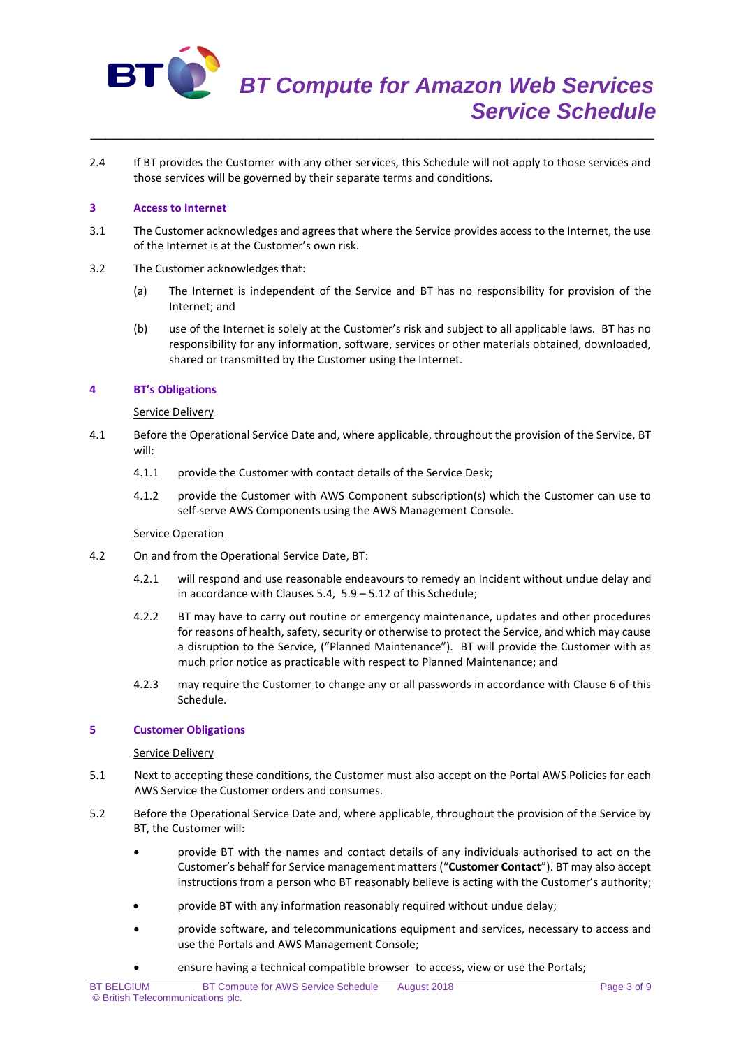2.4 If BT provides the Customer with any other services, this Schedule will not apply to those services and those services will be governed by their separate terms and conditions.

## 3 Access to Internet

3.1 The Customer acknowledges and agrees that where the Service provides access to the Internet, the use of the Internet is at the Customer's own risk.

3.2 The Customer acknowledges that:

(a) The Internet is independent of the Service and BT has no responsibility for provision of the Internet; and

(b) use of the Internet is solely at the Customer's risk and subject to all applicable laws. BT has no responsibility for any information, software, services or other materials obtained, downloaded, shared or transmitted by the Customer using the Internet.

## 4 BT's Obligations

Service Delivery

4.1 Before the Operational Service Date and, where applicable, throughout the provision of the Service, BT will:

4.1.1 provide the Customer with contact details of the Service Desk;

4.1.2 provide the Customer with AWS Component subscription(s) which the Customer can use to self-serve AWS Components using the AWS Management Console.

Service Operation

4.2 On and from the Operational Service Date, BT:

4.2.1 will respond and use reasonable endeavours to remedy an Incident without undue delay and in accordance with Clauses 5.4, 5.9 – 5.12 of this Schedule;

4.2.2 BT may have to carry out routine or emergency maintenance, updates and other procedures for reasons of health, safety, security or otherwise to protect the Service, and which may cause a disruption to the Service, ("Planned Maintenance"). BT will provide the Customer with as much prior notice as practicable with respect to Planned Maintenance; and

4.2.3 may require the Customer to change any or all passwords in accordance with Clause 6 of this Schedule.

## 5 Customer Obligations

Service Delivery

5.1 Next to accepting these conditions, the Customer must also accept on the Portal AWS Policies for each AWS Service the Customer orders and consumes.

5.2 Before the Operational Service Date and, where applicable, throughout the provision of the Service by BT, the Customer will:

- provide BT with the names and contact details of any individuals authorised to act on the Customer's behalf for Service management matters ("**Customer Contact**"). BT may also accept instructions from a person who BT reasonably believe is acting with the Customer's authority;
- provide BT with any information reasonably required without undue delay;
- provide software, and telecommunications equipment and services, necessary to access and use the Portals and AWS Management Console;
- ensure having a technical compatible browser to access, view or use the Portals;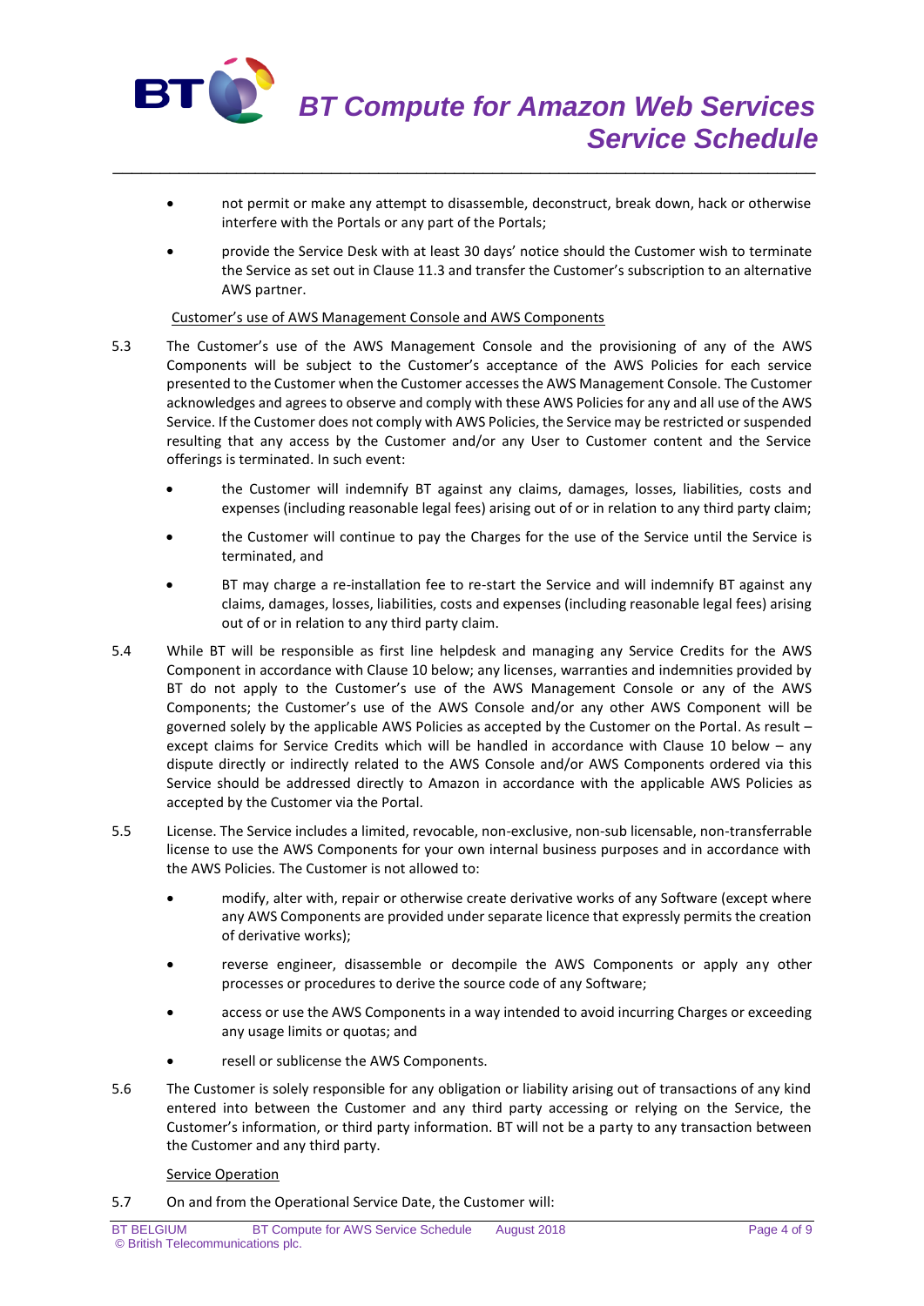- not permit or make any attempt to disassemble, deconstruct, break down, hack or otherwise interfere with the Portals or any part of the Portals;
- provide the Service Desk with at least 30 days' notice should the Customer wish to terminate the Service as set out in Clause 11.3 and transfer the Customer's subscription to an alternative AWS partner.

Customer's use of AWS Management Console and AWS Components

5.3 The Customer's use of the AWS Management Console and the provisioning of any of the AWS Components will be subject to the Customer's acceptance of the AWS Policies for each service presented to the Customer when the Customer accesses the AWS Management Console. The Customer acknowledges and agrees to observe and comply with these AWS Policies for any and all use of the AWS Service. If the Customer does not comply with AWS Policies, the Service may be restricted or suspended resulting that any access by the Customer and/or any User to Customer content and the Service offerings is terminated. In such event:

- the Customer will indemnify BT against any claims, damages, losses, liabilities, costs and expenses (including reasonable legal fees) arising out of or in relation to any third party claim;
- the Customer will continue to pay the Charges for the use of the Service until the Service is terminated, and
- BT may charge a re-installation fee to re-start the Service and will indemnify BT against any claims, damages, losses, liabilities, costs and expenses (including reasonable legal fees) arising out of or in relation to any third party claim.

5.4 While BT will be responsible as first line helpdesk and managing any Service Credits for the AWS Component in accordance with Clause 10 below; any licenses, warranties and indemnities provided by BT do not apply to the Customer's use of the AWS Management Console or any of the AWS Components; the Customer's use of the AWS Console and/or any other AWS Component will be governed solely by the applicable AWS Policies as accepted by the Customer on the Portal. As result – except claims for Service Credits which will be handled in accordance with Clause 10 below – any dispute directly or indirectly related to the AWS Console and/or AWS Components ordered via this Service should be addressed directly to Amazon in accordance with the applicable AWS Policies as accepted by the Customer via the Portal.

5.5 License. The Service includes a limited, revocable, non-exclusive, non-sub licensable, non-transferrable license to use the AWS Components for your own internal business purposes and in accordance with the AWS Policies. The Customer is not allowed to:

- modify, alter with, repair or otherwise create derivative works of any Software (except where any AWS Components are provided under separate licence that expressly permits the creation of derivative works);
- reverse engineer, disassemble or decompile the AWS Components or apply any other processes or procedures to derive the source code of any Software;
- access or use the AWS Components in a way intended to avoid incurring Charges or exceeding any usage limits or quotas; and
- resell or sublicense the AWS Components.

5.6 The Customer is solely responsible for any obligation or liability arising out of transactions of any kind entered into between the Customer and any third party accessing or relying on the Service, the Customer's information, or third party information. BT will not be a party to any transaction between the Customer and any third party.

Service Operation

5.7 On and from the Operational Service Date, the Customer will: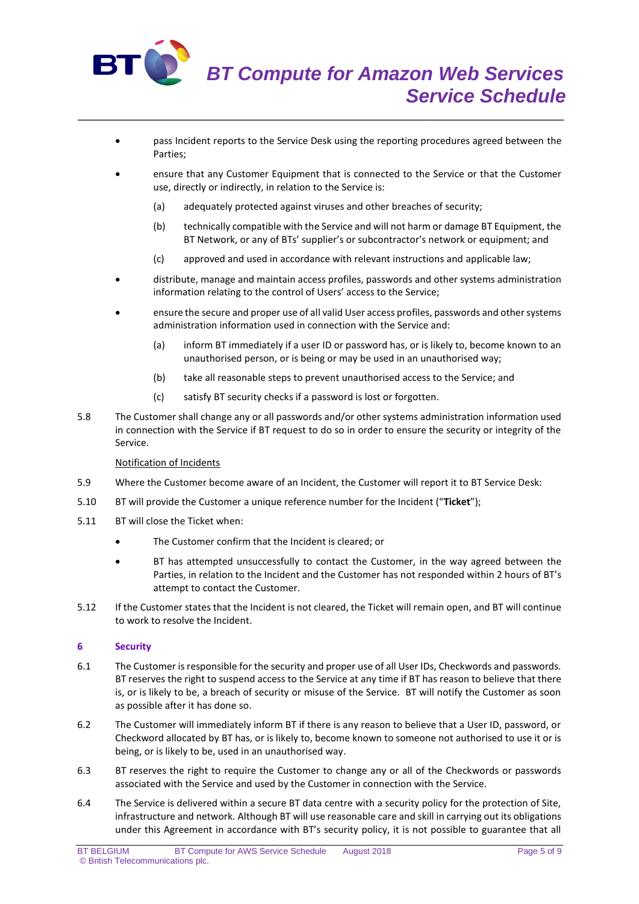- pass Incident reports to the Service Desk using the reporting procedures agreed between the Parties;
- ensure that any Customer Equipment that is connected to the Service or that the Customer use, directly or indirectly, in relation to the Service is:

  (a) adequately protected against viruses and other breaches of security;

  (b) technically compatible with the Service and will not harm or damage BT Equipment, the BT Network, or any of BTs' supplier's or subcontractor's network or equipment; and

  (c) approved and used in accordance with relevant instructions and applicable law;

- distribute, manage and maintain access profiles, passwords and other systems administration information relating to the control of Users' access to the Service;
- ensure the secure and proper use of all valid User access profiles, passwords and other systems administration information used in connection with the Service and:

  (a) inform BT immediately if a user ID or password has, or is likely to, become known to an unauthorised person, or is being or may be used in an unauthorised way;

  (b) take all reasonable steps to prevent unauthorised access to the Service; and

  (c) satisfy BT security checks if a password is lost or forgotten.

5.8 The Customer shall change any or all passwords and/or other systems administration information used in connection with the Service if BT request to do so in order to ensure the security or integrity of the Service.

Notification of Incidents

5.9 Where the Customer become aware of an Incident, the Customer will report it to BT Service Desk:

5.10 BT will provide the Customer a unique reference number for the Incident ("**Ticket**");

5.11 BT will close the Ticket when:

- The Customer confirm that the Incident is cleared; or
- BT has attempted unsuccessfully to contact the Customer, in the way agreed between the Parties, in relation to the Incident and the Customer has not responded within 2 hours of BT's attempt to contact the Customer.

5.12 If the Customer states that the Incident is not cleared, the Ticket will remain open, and BT will continue to work to resolve the Incident.

## 6 Security

6.1 The Customer is responsible for the security and proper use of all User IDs, Checkwords and passwords. BT reserves the right to suspend access to the Service at any time if BT has reason to believe that there is, or is likely to be, a breach of security or misuse of the Service. BT will notify the Customer as soon as possible after it has done so.

6.2 The Customer will immediately inform BT if there is any reason to believe that a User ID, password, or Checkword allocated by BT has, or is likely to, become known to someone not authorised to use it or is being, or is likely to be, used in an unauthorised way.

6.3 BT reserves the right to require the Customer to change any or all of the Checkwords or passwords associated with the Service and used by the Customer in connection with the Service.

6.4 The Service is delivered within a secure BT data centre with a security policy for the protection of Site, infrastructure and network. Although BT will use reasonable care and skill in carrying out its obligations under this Agreement in accordance with BT's security policy, it is not possible to guarantee that all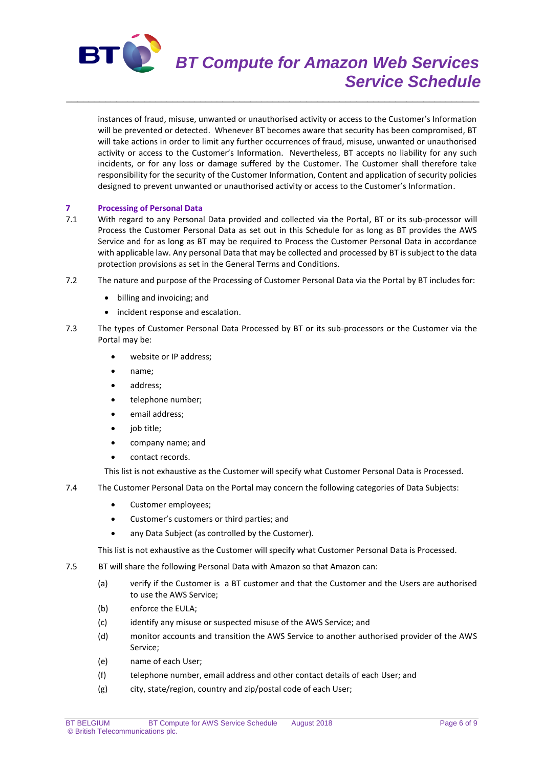instances of fraud, misuse, unwanted or unauthorised activity or access to the Customer's Information will be prevented or detected. Whenever BT becomes aware that security has been compromised, BT will take actions in order to limit any further occurrences of fraud, misuse, unwanted or unauthorised activity or access to the Customer's Information. Nevertheless, BT accepts no liability for any such incidents, or for any loss or damage suffered by the Customer. The Customer shall therefore take responsibility for the security of the Customer Information, Content and application of security policies designed to prevent unwanted or unauthorised activity or access to the Customer's Information.

## 7 Processing of Personal Data

7.1 With regard to any Personal Data provided and collected via the Portal, BT or its sub-processor will Process the Customer Personal Data as set out in this Schedule for as long as BT provides the AWS Service and for as long as BT may be required to Process the Customer Personal Data in accordance with applicable law. Any personal Data that may be collected and processed by BT is subject to the data protection provisions as set in the General Terms and Conditions.

7.2 The nature and purpose of the Processing of Customer Personal Data via the Portal by BT includes for:

- billing and invoicing; and
- incident response and escalation.

7.3 The types of Customer Personal Data Processed by BT or its sub-processors or the Customer via the Portal may be:

- website or IP address;
- name;
- address;
- telephone number;
- email address;
- job title;
- company name; and
- contact records.

This list is not exhaustive as the Customer will specify what Customer Personal Data is Processed.

7.4 The Customer Personal Data on the Portal may concern the following categories of Data Subjects:

- Customer employees;
- Customer's customers or third parties; and
- any Data Subject (as controlled by the Customer).

This list is not exhaustive as the Customer will specify what Customer Personal Data is Processed.

7.5 BT will share the following Personal Data with Amazon so that Amazon can:

(a) verify if the Customer is a BT customer and that the Customer and the Users are authorised to use the AWS Service;

(b) enforce the EULA;

(c) identify any misuse or suspected misuse of the AWS Service; and

(d) monitor accounts and transition the AWS Service to another authorised provider of the AWS Service;

(e) name of each User;

(f) telephone number, email address and other contact details of each User; and

(g) city, state/region, country and zip/postal code of each User;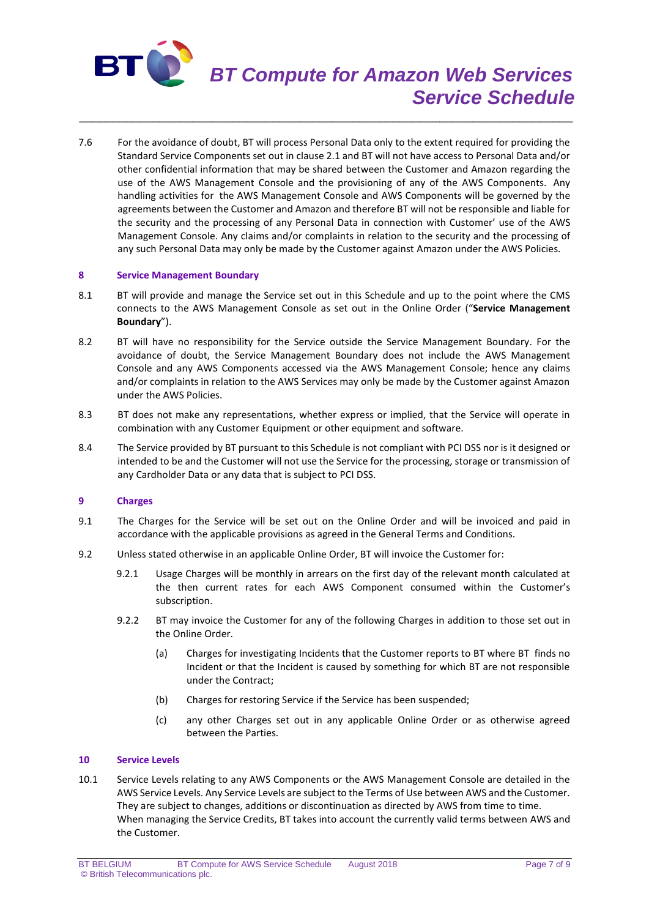7.6 For the avoidance of doubt, BT will process Personal Data only to the extent required for providing the Standard Service Components set out in clause 2.1 and BT will not have access to Personal Data and/or other confidential information that may be shared between the Customer and Amazon regarding the use of the AWS Management Console and the provisioning of any of the AWS Components. Any handling activities for the AWS Management Console and AWS Components will be governed by the agreements between the Customer and Amazon and therefore BT will not be responsible and liable for the security and the processing of any Personal Data in connection with Customer' use of the AWS Management Console. Any claims and/or complaints in relation to the security and the processing of any such Personal Data may only be made by the Customer against Amazon under the AWS Policies.

## 8 Service Management Boundary

8.1 BT will provide and manage the Service set out in this Schedule and up to the point where the CMS connects to the AWS Management Console as set out in the Online Order ("**Service Management Boundary**").

8.2 BT will have no responsibility for the Service outside the Service Management Boundary. For the avoidance of doubt, the Service Management Boundary does not include the AWS Management Console and any AWS Components accessed via the AWS Management Console; hence any claims and/or complaints in relation to the AWS Services may only be made by the Customer against Amazon under the AWS Policies.

8.3 BT does not make any representations, whether express or implied, that the Service will operate in combination with any Customer Equipment or other equipment and software.

8.4 The Service provided by BT pursuant to this Schedule is not compliant with PCI DSS nor is it designed or intended to be and the Customer will not use the Service for the processing, storage or transmission of any Cardholder Data or any data that is subject to PCI DSS.

## 9 Charges

9.1 The Charges for the Service will be set out on the Online Order and will be invoiced and paid in accordance with the applicable provisions as agreed in the General Terms and Conditions.

9.2 Unless stated otherwise in an applicable Online Order, BT will invoice the Customer for:

9.2.1 Usage Charges will be monthly in arrears on the first day of the relevant month calculated at the then current rates for each AWS Component consumed within the Customer's subscription.

9.2.2 BT may invoice the Customer for any of the following Charges in addition to those set out in the Online Order.

(a) Charges for investigating Incidents that the Customer reports to BT where BT finds no Incident or that the Incident is caused by something for which BT are not responsible under the Contract;

(b) Charges for restoring Service if the Service has been suspended;

(c) any other Charges set out in any applicable Online Order or as otherwise agreed between the Parties.

## 10 Service Levels

10.1 Service Levels relating to any AWS Components or the AWS Management Console are detailed in the AWS Service Levels. Any Service Levels are subject to the Terms of Use between AWS and the Customer. They are subject to changes, additions or discontinuation as directed by AWS from time to time. When managing the Service Credits, BT takes into account the currently valid terms between AWS and the Customer.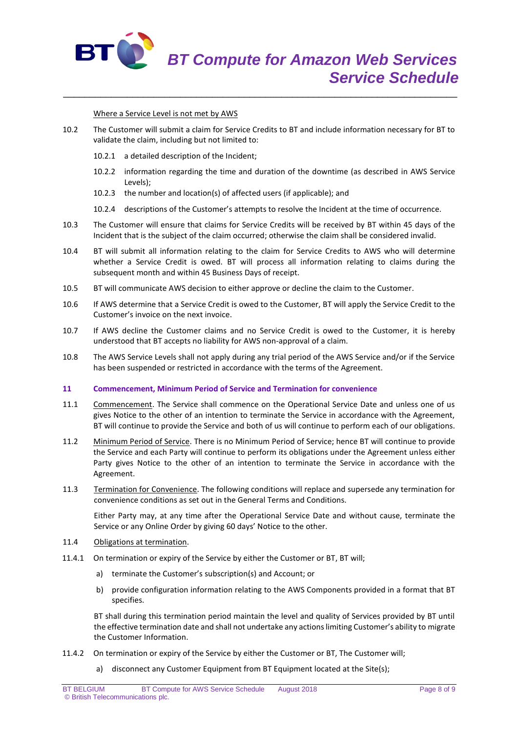Where a Service Level is not met by AWS

10.2 The Customer will submit a claim for Service Credits to BT and include information necessary for BT to validate the claim, including but not limited to:

10.2.1 a detailed description of the Incident;

10.2.2 information regarding the time and duration of the downtime (as described in AWS Service Levels);

10.2.3 the number and location(s) of affected users (if applicable); and

10.2.4 descriptions of the Customer's attempts to resolve the Incident at the time of occurrence.

10.3 The Customer will ensure that claims for Service Credits will be received by BT within 45 days of the Incident that is the subject of the claim occurred; otherwise the claim shall be considered invalid.

10.4 BT will submit all information relating to the claim for Service Credits to AWS who will determine whether a Service Credit is owed. BT will process all information relating to claims during the subsequent month and within 45 Business Days of receipt.

10.5 BT will communicate AWS decision to either approve or decline the claim to the Customer.

10.6 If AWS determine that a Service Credit is owed to the Customer, BT will apply the Service Credit to the Customer's invoice on the next invoice.

10.7 If AWS decline the Customer claims and no Service Credit is owed to the Customer, it is hereby understood that BT accepts no liability for AWS non-approval of a claim.

10.8 The AWS Service Levels shall not apply during any trial period of the AWS Service and/or if the Service has been suspended or restricted in accordance with the terms of the Agreement.

## 11 Commencement, Minimum Period of Service and Termination for convenience

11.1 Commencement. The Service shall commence on the Operational Service Date and unless one of us gives Notice to the other of an intention to terminate the Service in accordance with the Agreement, BT will continue to provide the Service and both of us will continue to perform each of our obligations.

11.2 Minimum Period of Service. There is no Minimum Period of Service; hence BT will continue to provide the Service and each Party will continue to perform its obligations under the Agreement unless either Party gives Notice to the other of an intention to terminate the Service in accordance with the Agreement.

11.3 Termination for Convenience. The following conditions will replace and supersede any termination for convenience conditions as set out in the General Terms and Conditions.

Either Party may, at any time after the Operational Service Date and without cause, terminate the Service or any Online Order by giving 60 days' Notice to the other.

11.4 Obligations at termination.

11.4.1 On termination or expiry of the Service by either the Customer or BT, BT will;

a) terminate the Customer's subscription(s) and Account; or

b) provide configuration information relating to the AWS Components provided in a format that BT specifies.

BT shall during this termination period maintain the level and quality of Services provided by BT until the effective termination date and shall not undertake any actions limiting Customer's ability to migrate the Customer Information.

11.4.2 On termination or expiry of the Service by either the Customer or BT, The Customer will;

a) disconnect any Customer Equipment from BT Equipment located at the Site(s);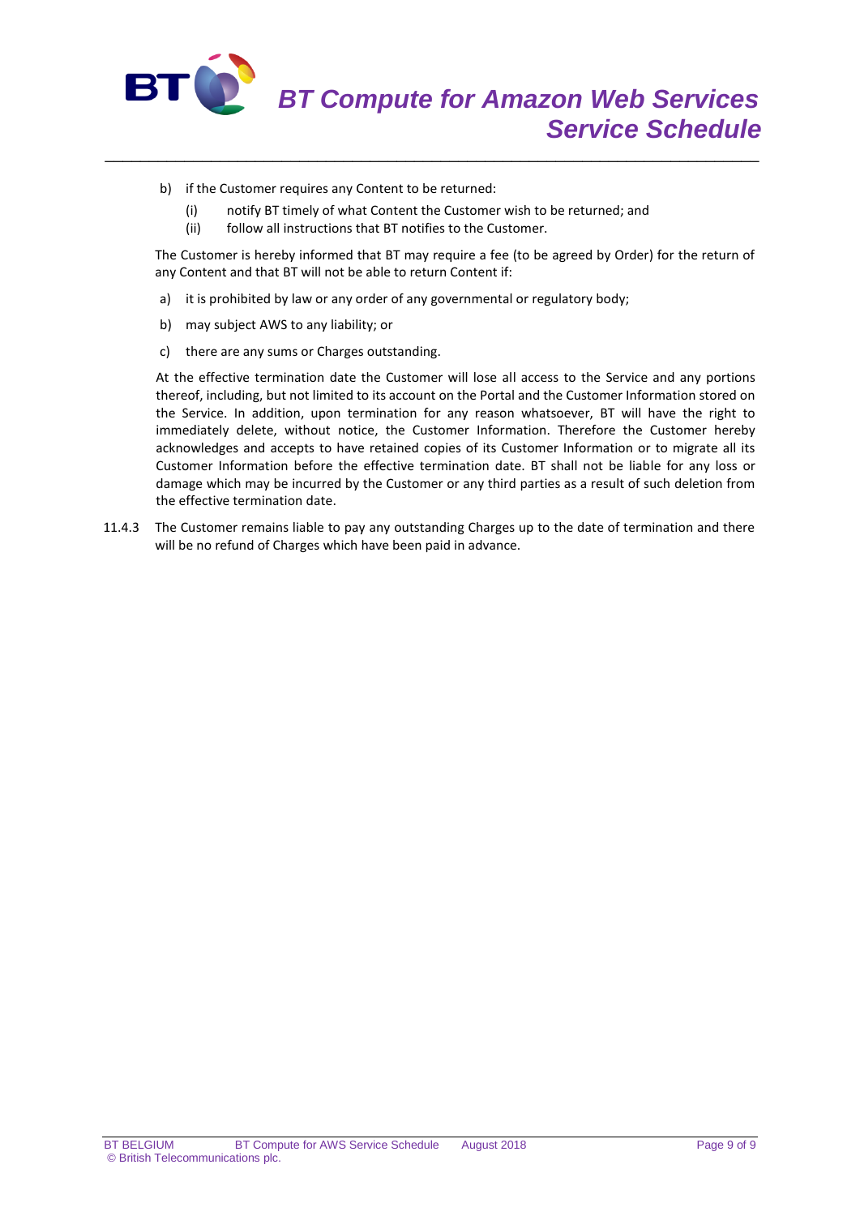b) if the Customer requires any Content to be returned:

   (i) notify BT timely of what Content the Customer wish to be returned; and

   (ii) follow all instructions that BT notifies to the Customer.

The Customer is hereby informed that BT may require a fee (to be agreed by Order) for the return of any Content and that BT will not be able to return Content if:

a) it is prohibited by law or any order of any governmental or regulatory body;

b) may subject AWS to any liability; or

c) there are any sums or Charges outstanding.

At the effective termination date the Customer will lose all access to the Service and any portions thereof, including, but not limited to its account on the Portal and the Customer Information stored on the Service. In addition, upon termination for any reason whatsoever, BT will have the right to immediately delete, without notice, the Customer Information. Therefore the Customer hereby acknowledges and accepts to have retained copies of its Customer Information or to migrate all its Customer Information before the effective termination date. BT shall not be liable for any loss or damage which may be incurred by the Customer or any third parties as a result of such deletion from the effective termination date.

11.4.3 The Customer remains liable to pay any outstanding Charges up to the date of termination and there will be no refund of Charges which have been paid in advance.